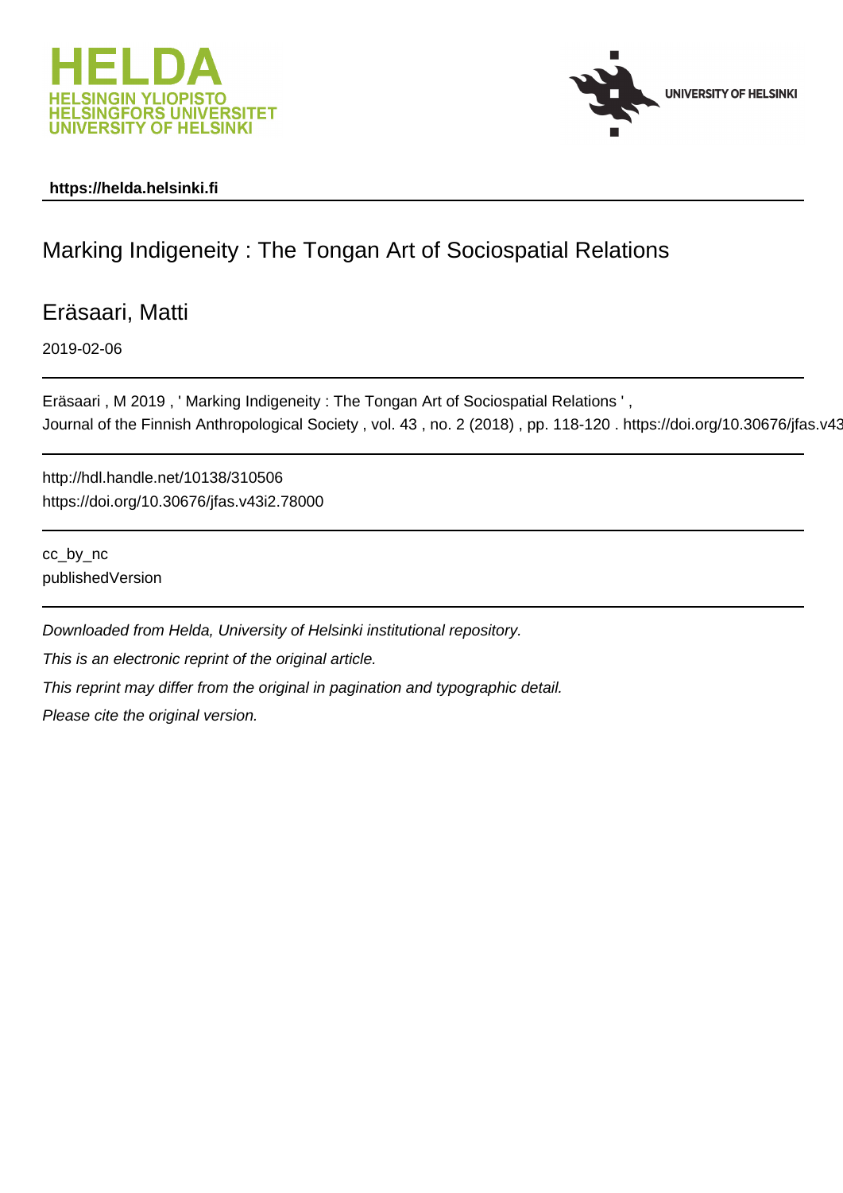**https://helda.helsinki.fi**

# Marking Indigeneity : The Tongan Art of Sociospatial Relations

Eräsaari, Matti

2019-02-06

---

Eräsaari , M 2019 , ' Marking Indigeneity : The Tongan Art of Sociospatial Relations ' , Journal of the Finnish Anthropological Society , vol. 43 , no. 2 (2018) , pp. 118-120 . https://doi.org/10.30676/jfas.v43

---

http://hdl.handle.net/10138/310506
https://doi.org/10.30676/jfas.v43i2.78000

---

cc_by_nc
publishedVersion

---

*Downloaded from Helda, University of Helsinki institutional repository.*

*This is an electronic reprint of the original article.*

*This reprint may differ from the original in pagination and typographic detail.*

*Please cite the original version.*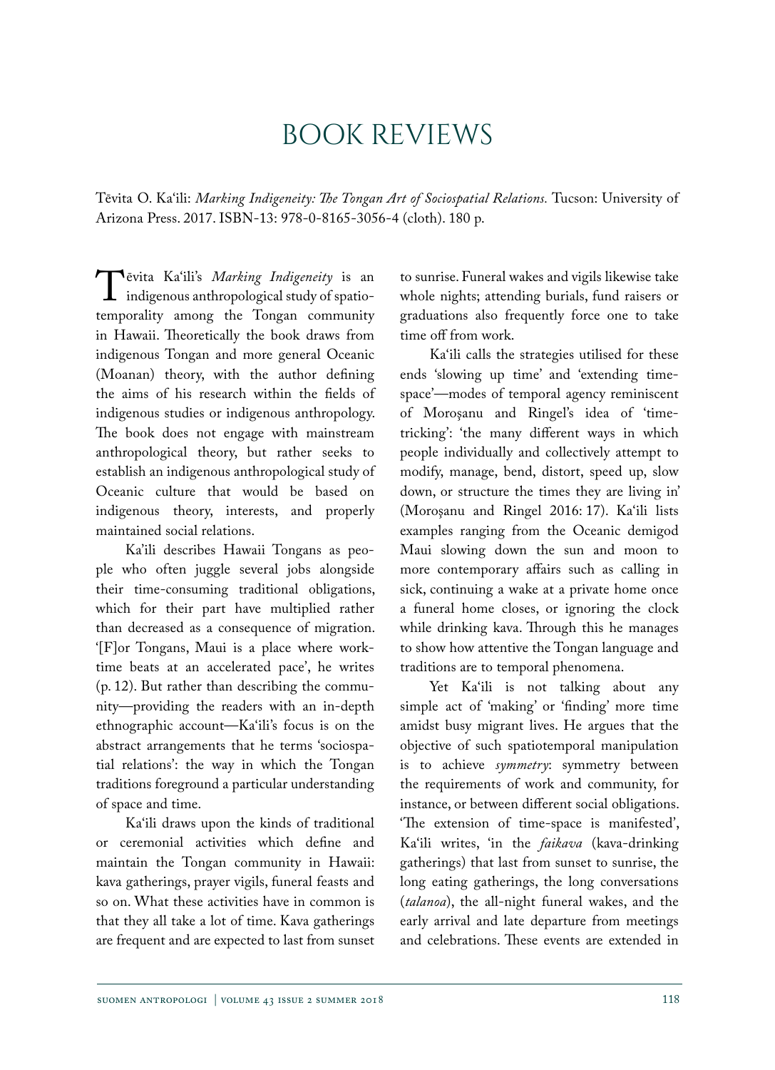# BOOK REVIEWS

Tēvita O. Ka'ili: *Marking Indigeneity: The Tongan Art of Sociospatial Relations.* Tucson: University of Arizona Press. 2017. ISBN-13: 978-0-8165-3056-4 (cloth). 180 p.

Tēvita Ka'ili's *Marking Indigeneity* is an indigenous anthropological study of spatio-temporality among the Tongan community in Hawaii. Theoretically the book draws from indigenous Tongan and more general Oceanic (Moanan) theory, with the author defining the aims of his research within the fields of indigenous studies or indigenous anthropology. The book does not engage with mainstream anthropological theory, but rather seeks to establish an indigenous anthropological study of Oceanic culture that would be based on indigenous theory, interests, and properly maintained social relations.

Ka'ili describes Hawaii Tongans as people who often juggle several jobs alongside their time-consuming traditional obligations, which for their part have multiplied rather than decreased as a consequence of migration. '[F]or Tongans, Maui is a place where work-time beats at an accelerated pace', he writes (p. 12). But rather than describing the community—providing the readers with an in-depth ethnographic account—Ka'ili's focus is on the abstract arrangements that he terms 'sociospatial relations': the way in which the Tongan traditions foreground a particular understanding of space and time.

Ka'ili draws upon the kinds of traditional or ceremonial activities which define and maintain the Tongan community in Hawaii: kava gatherings, prayer vigils, funeral feasts and so on. What these activities have in common is that they all take a lot of time. Kava gatherings are frequent and are expected to last from sunset to sunrise. Funeral wakes and vigils likewise take whole nights; attending burials, fund raisers or graduations also frequently force one to take time off from work.

Ka'ili calls the strategies utilised for these ends 'slowing up time' and 'extending time-space'—modes of temporal agency reminiscent of Moroşanu and Ringel's idea of 'time-tricking': 'the many different ways in which people individually and collectively attempt to modify, manage, bend, distort, speed up, slow down, or structure the times they are living in' (Moroşanu and Ringel 2016: 17). Ka'ili lists examples ranging from the Oceanic demigod Maui slowing down the sun and moon to more contemporary affairs such as calling in sick, continuing a wake at a private home once a funeral home closes, or ignoring the clock while drinking kava. Through this he manages to show how attentive the Tongan language and traditions are to temporal phenomena.

Yet Ka'ili is not talking about any simple act of 'making' or 'finding' more time amidst busy migrant lives. He argues that the objective of such spatiotemporal manipulation is to achieve *symmetry*: symmetry between the requirements of work and community, for instance, or between different social obligations. 'The extension of time-space is manifested', Ka'ili writes, 'in the *faikava* (kava-drinking gatherings) that last from sunset to sunrise, the long eating gatherings, the long conversations (*talanoa*), the all-night funeral wakes, and the early arrival and late departure from meetings and celebrations. These events are extended in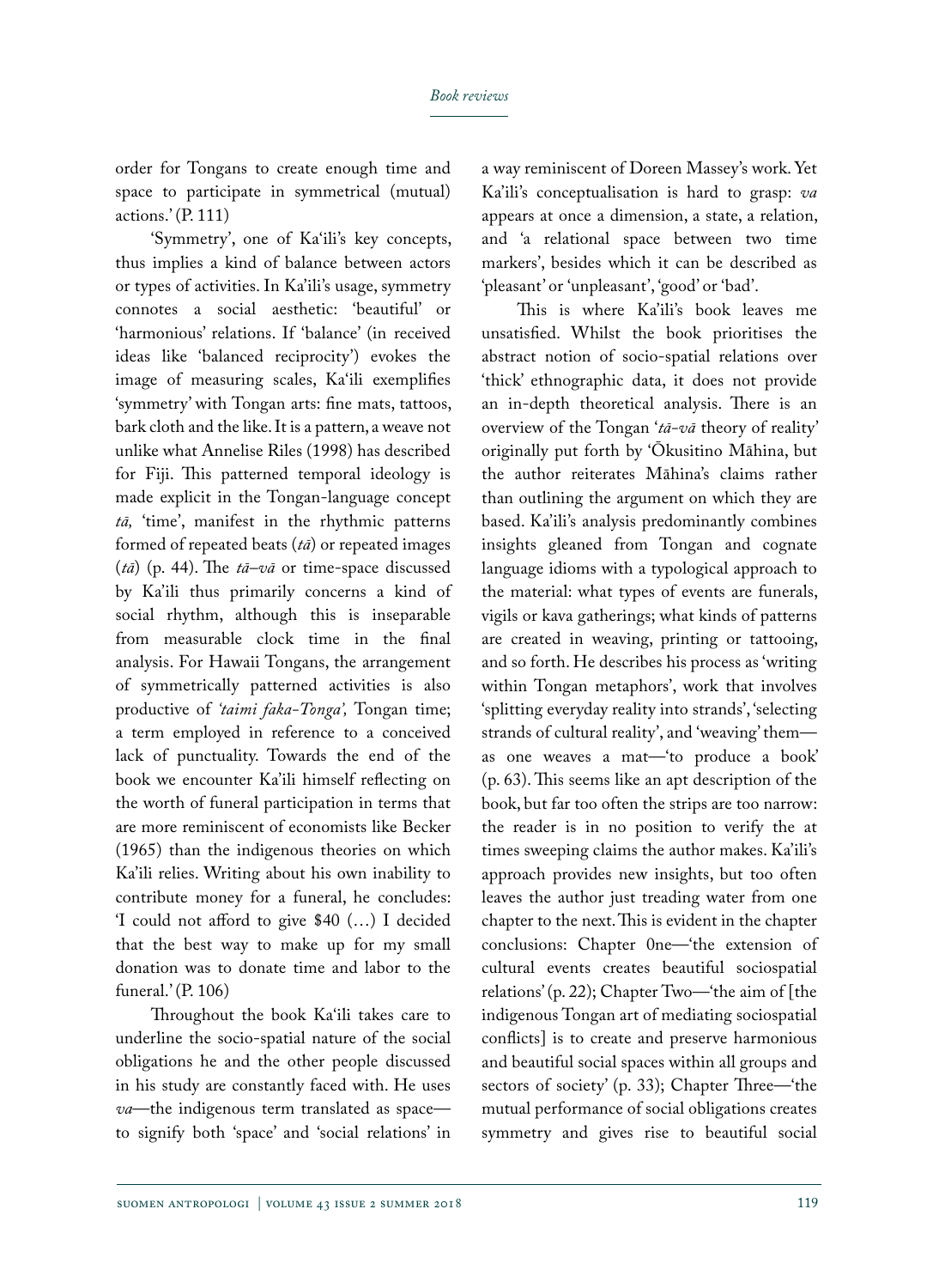order for Tongans to create enough time and space to participate in symmetrical (mutual) actions.' (P. 111)

'Symmetry', one of Ka'ili's key concepts, thus implies a kind of balance between actors or types of activities. In Ka'ili's usage, symmetry connotes a social aesthetic: 'beautiful' or 'harmonious' relations. If 'balance' (in received ideas like 'balanced reciprocity') evokes the image of measuring scales, Ka'ili exemplifies 'symmetry' with Tongan arts: fine mats, tattoos, bark cloth and the like. It is a pattern, a weave not unlike what Annelise Riles (1998) has described for Fiji. This patterned temporal ideology is made explicit in the Tongan-language concept *tā,* 'time', manifest in the rhythmic patterns formed of repeated beats (*tā*) or repeated images (*tā*) (p. 44). The *tā–vā* or time-space discussed by Ka'ili thus primarily concerns a kind of social rhythm, although this is inseparable from measurable clock time in the final analysis. For Hawaii Tongans, the arrangement of symmetrically patterned activities is also productive of *'taimi faka-Tonga',* Tongan time; a term employed in reference to a conceived lack of punctuality. Towards the end of the book we encounter Ka'ili himself reflecting on the worth of funeral participation in terms that are more reminiscent of economists like Becker (1965) than the indigenous theories on which Ka'ili relies. Writing about his own inability to contribute money for a funeral, he concludes: 'I could not afford to give $40 (…) I decided that the best way to make up for my small donation was to donate time and labor to the funeral.' (P. 106)

Throughout the book Ka'ili takes care to underline the socio-spatial nature of the social obligations he and the other people discussed in his study are constantly faced with. He uses *va*—the indigenous term translated as space—to signify both 'space' and 'social relations' in a way reminiscent of Doreen Massey's work. Yet Ka'ili's conceptualisation is hard to grasp: *va* appears at once a dimension, a state, a relation, and 'a relational space between two time markers', besides which it can be described as 'pleasant' or 'unpleasant', 'good' or 'bad'.

This is where Ka'ili's book leaves me unsatisfied. Whilst the book prioritises the abstract notion of socio-spatial relations over 'thick' ethnographic data, it does not provide an in-depth theoretical analysis. There is an overview of the Tongan '*tā-vā* theory of reality' originally put forth by 'Ōkusitino Māhina, but the author reiterates Māhina's claims rather than outlining the argument on which they are based. Ka'ili's analysis predominantly combines insights gleaned from Tongan and cognate language idioms with a typological approach to the material: what types of events are funerals, vigils or kava gatherings; what kinds of patterns are created in weaving, printing or tattooing, and so forth. He describes his process as 'writing within Tongan metaphors', work that involves 'splitting everyday reality into strands', 'selecting strands of cultural reality', and 'weaving' them—as one weaves a mat—'to produce a book' (p. 63). This seems like an apt description of the book, but far too often the strips are too narrow: the reader is in no position to verify the at times sweeping claims the author makes. Ka'ili's approach provides new insights, but too often leaves the author just treading water from one chapter to the next. This is evident in the chapter conclusions: Chapter 0ne—'the extension of cultural events creates beautiful sociospatial relations' (p. 22); Chapter Two—'the aim of [the indigenous Tongan art of mediating sociospatial conflicts] is to create and preserve harmonious and beautiful social spaces within all groups and sectors of society' (p. 33); Chapter Three—'the mutual performance of social obligations creates symmetry and gives rise to beautiful social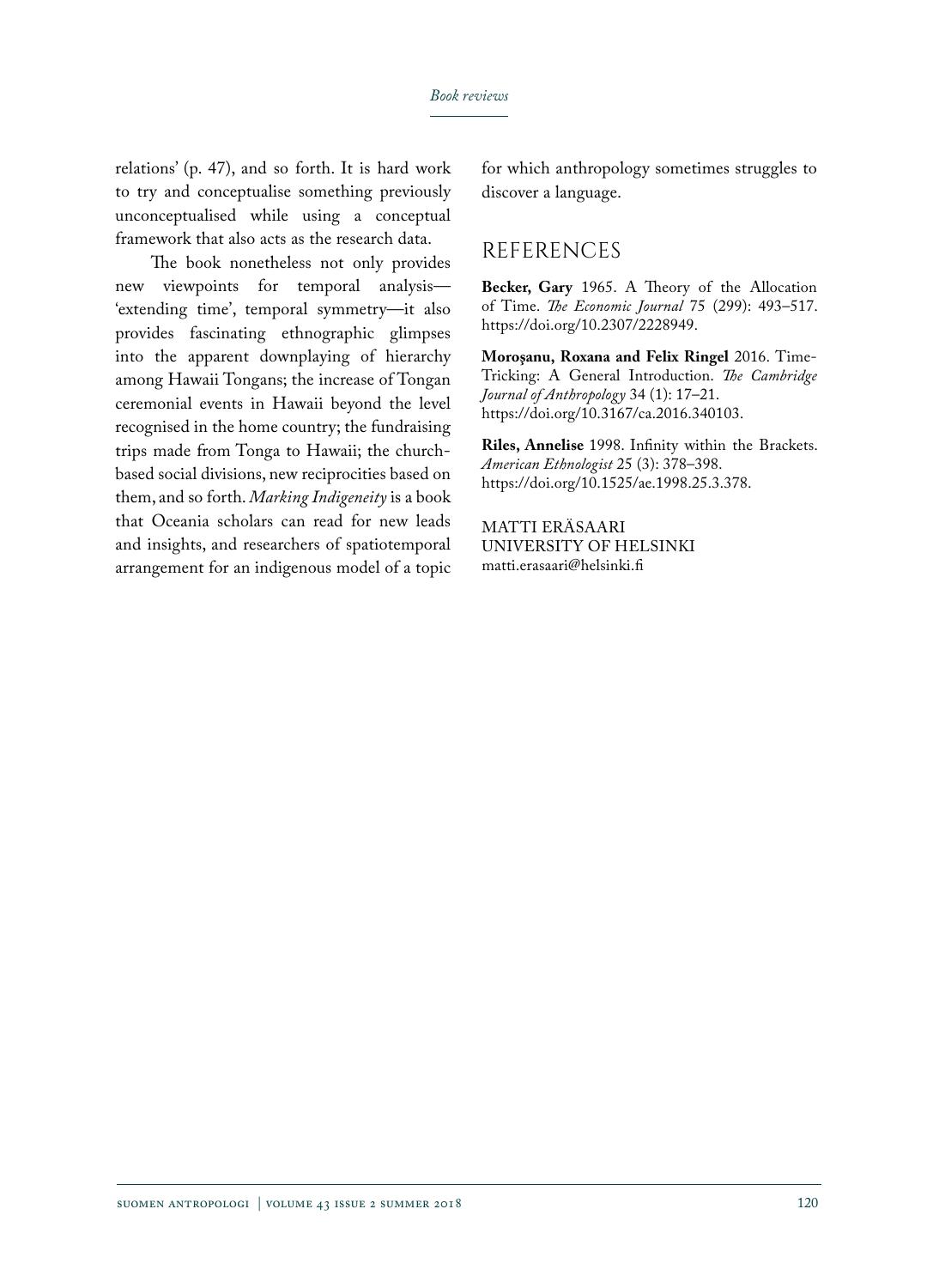relations' (p. 47), and so forth. It is hard work to try and conceptualise something previously unconceptualised while using a conceptual framework that also acts as the research data.

The book nonetheless not only provides new viewpoints for temporal analysis—'extending time', temporal symmetry—it also provides fascinating ethnographic glimpses into the apparent downplaying of hierarchy among Hawaii Tongans; the increase of Tongan ceremonial events in Hawaii beyond the level recognised in the home country; the fundraising trips made from Tonga to Hawaii; the church-based social divisions, new reciprocities based on them, and so forth. *Marking Indigeneity* is a book that Oceania scholars can read for new leads and insights, and researchers of spatiotemporal arrangement for an indigenous model of a topic for which anthropology sometimes struggles to discover a language.

## REFERENCES

**Becker, Gary** 1965. A Theory of the Allocation of Time. *The Economic Journal* 75 (299): 493–517. https://doi.org/10.2307/2228949.

**Moroşanu, Roxana and Felix Ringel** 2016. Time-Tricking: A General Introduction. *The Cambridge Journal of Anthropology* 34 (1): 17–21. https://doi.org/10.3167/ca.2016.340103.

**Riles, Annelise** 1998. Infinity within the Brackets. *American Ethnologist* 25 (3): 378–398. https://doi.org/10.1525/ae.1998.25.3.378.

MATTI ERÄSAARI
UNIVERSITY OF HELSINKI
matti.erasaari@helsinki.fi